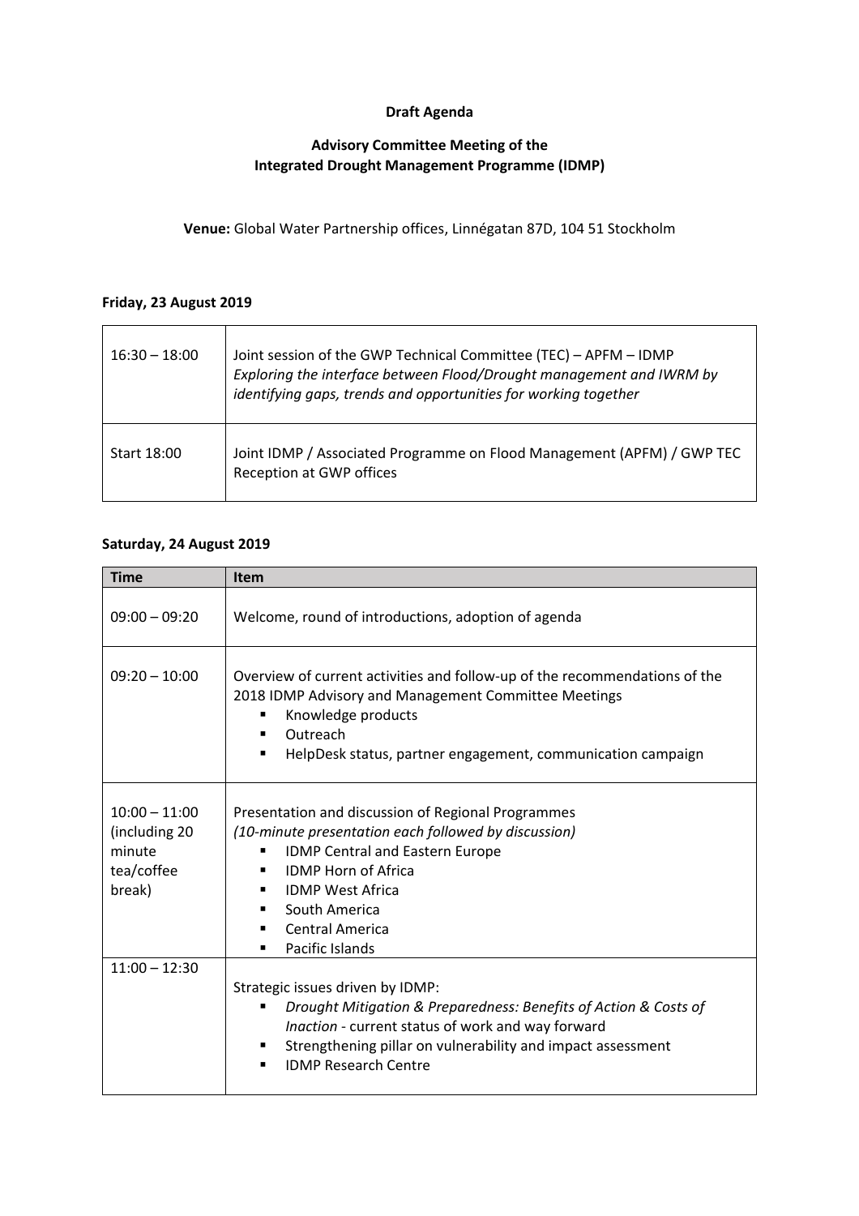**Draft Agenda**

**Advisory Committee Meeting of the**
**Integrated Drought Management Programme (IDMP)**

**Venue:** Global Water Partnership offices, Linnégatan 87D, 104 51 Stockholm

**Friday, 23 August 2019**

| | |
|---|---|
| 16:30 – 18:00 | Joint session of the GWP Technical Committee (TEC) – APFM – IDMP<br>*Exploring the interface between Flood/Drought management and IWRM by identifying gaps, trends and opportunities for working together* |
| Start 18:00 | Joint IDMP / Associated Programme on Flood Management (APFM) / GWP TEC Reception at GWP offices |

**Saturday, 24 August 2019**

| **Time** | **Item** |
|---|---|
| 09:00 – 09:20 | Welcome, round of introductions, adoption of agenda |
| 09:20 – 10:00 | Overview of current activities and follow-up of the recommendations of the 2018 IDMP Advisory and Management Committee Meetings<br>▪ Knowledge products<br>▪ Outreach<br>▪ HelpDesk status, partner engagement, communication campaign |
| 10:00 – 11:00 (including 20 minute tea/coffee break) | Presentation and discussion of Regional Programmes<br>*(10-minute presentation each followed by discussion)*<br>▪ IDMP Central and Eastern Europe<br>▪ IDMP Horn of Africa<br>▪ IDMP West Africa<br>▪ South America<br>▪ Central America<br>▪ Pacific Islands |
| 11:00 – 12:30 | Strategic issues driven by IDMP:<br>▪ *Drought Mitigation & Preparedness: Benefits of Action & Costs of Inaction* - current status of work and way forward<br>▪ Strengthening pillar on vulnerability and impact assessment<br>▪ IDMP Research Centre |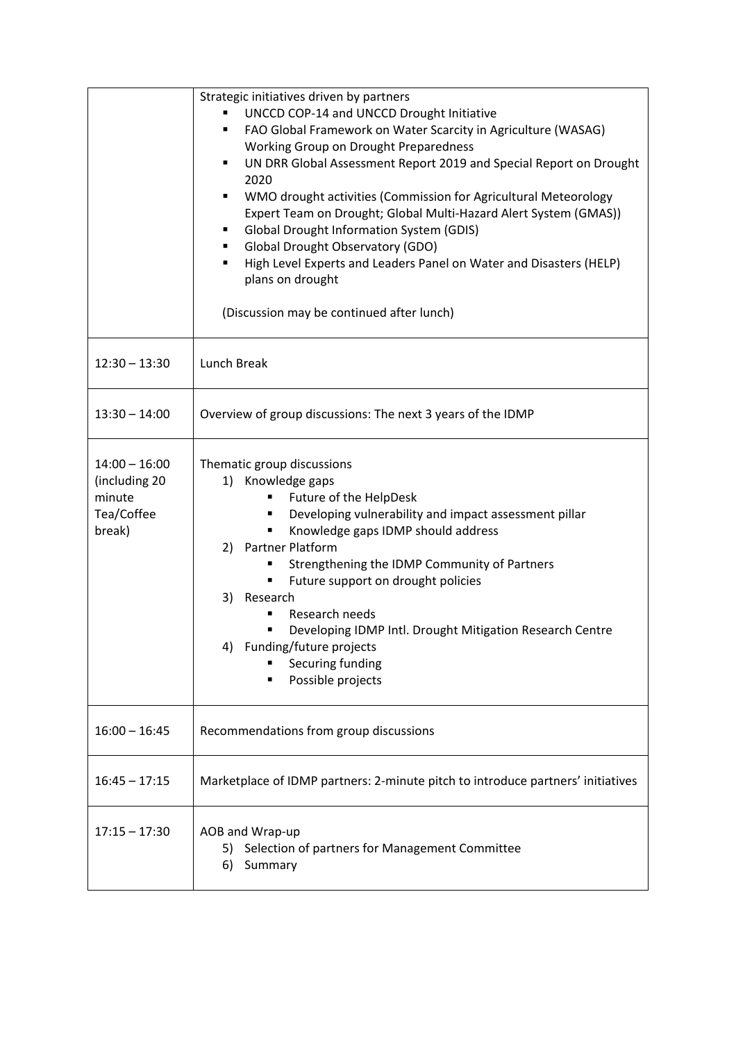| | |
|---|---|
| | Strategic initiatives driven by partners<br>▪ UNCCD COP-14 and UNCCD Drought Initiative<br>▪ FAO Global Framework on Water Scarcity in Agriculture (WASAG) Working Group on Drought Preparedness<br>▪ UN DRR Global Assessment Report 2019 and Special Report on Drought 2020<br>▪ WMO drought activities (Commission for Agricultural Meteorology Expert Team on Drought; Global Multi-Hazard Alert System (GMAS))<br>▪ Global Drought Information System (GDIS)<br>▪ Global Drought Observatory (GDO)<br>▪ High Level Experts and Leaders Panel on Water and Disasters (HELP) plans on drought<br><br>(Discussion may be continued after lunch) |
| 12:30 – 13:30 | Lunch Break |
| 13:30 – 14:00 | Overview of group discussions: The next 3 years of the IDMP |
| 14:00 – 16:00 (including 20 minute Tea/Coffee break) | Thematic group discussions<br>1) Knowledge gaps<br>▪ Future of the HelpDesk<br>▪ Developing vulnerability and impact assessment pillar<br>▪ Knowledge gaps IDMP should address<br>2) Partner Platform<br>▪ Strengthening the IDMP Community of Partners<br>▪ Future support on drought policies<br>3) Research<br>▪ Research needs<br>▪ Developing IDMP Intl. Drought Mitigation Research Centre<br>4) Funding/future projects<br>▪ Securing funding<br>▪ Possible projects |
| 16:00 – 16:45 | Recommendations from group discussions |
| 16:45 – 17:15 | Marketplace of IDMP partners: 2-minute pitch to introduce partners' initiatives |
| 17:15 – 17:30 | AOB and Wrap-up<br>5) Selection of partners for Management Committee<br>6) Summary |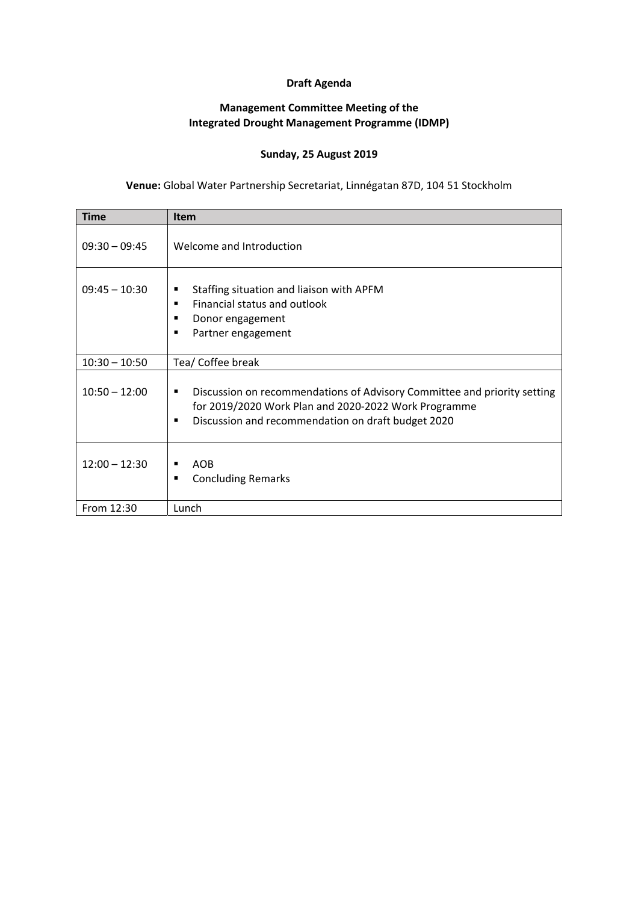**Draft Agenda**

**Management Committee Meeting of the Integrated Drought Management Programme (IDMP)**

**Sunday, 25 August 2019**

**Venue:** Global Water Partnership Secretariat, Linnégatan 87D, 104 51 Stockholm

| Time | Item |
|---|---|
| 09:30 – 09:45 | Welcome and Introduction |
| 09:45 – 10:30 | ▪ Staffing situation and liaison with APFM<br>▪ Financial status and outlook<br>▪ Donor engagement<br>▪ Partner engagement |
| 10:30 – 10:50 | Tea/ Coffee break |
| 10:50 – 12:00 | ▪ Discussion on recommendations of Advisory Committee and priority setting for 2019/2020 Work Plan and 2020-2022 Work Programme<br>▪ Discussion and recommendation on draft budget 2020 |
| 12:00 – 12:30 | ▪ AOB<br>▪ Concluding Remarks |
| From 12:30 | Lunch |